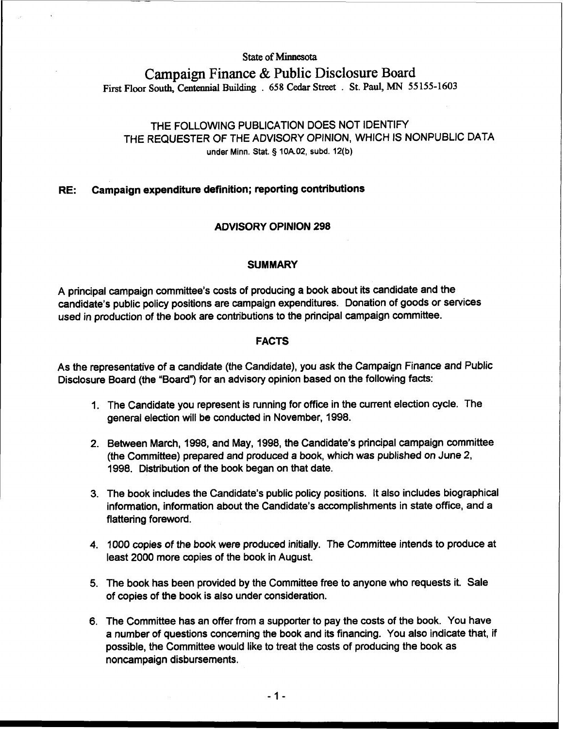State of Minnesota

# Campaign Finance & Public Disclosure Board

First Floor South, Centennial Building . 658 Cedar Street . St. Paul, MN 55155-1603

THE FOLLOWING PUBLICATION DOES NOT IDENTIFY THE REQUESTER OF THE ADVISORY OPINION, WHICH IS NONPUBLIC DATA under Minn. Stat. § 10A.02, subd. 12(b)

**RE: Campaign expenditure definition; reporting contributions**

## ADVISORY OPINION 298

### SUMMARY

A principal campaign committee's costs of producing a book about its candidate and the candidate's public policy positions are campaign expenditures. Donation of goods or services used in production of the book are contributions to the principal campaign committee.

### FACTS

As the representative of a candidate (the Candidate), you ask the Campaign Finance and Public Disclosure Board (the "Board") for an advisory opinion based on the following facts:

1. The Candidate you represent is running for office in the current election cycle. The general election will be conducted in November, 1998.
2. Between March, 1998, and May, 1998, the Candidate's principal campaign committee (the Committee) prepared and produced a book, which was published on June 2, 1998. Distribution of the book began on that date.
3. The book includes the Candidate's public policy positions. It also includes biographical information, information about the Candidate's accomplishments in state office, and a flattering foreword.
4. 1000 copies of the book were produced initially. The Committee intends to produce at least 2000 more copies of the book in August.
5. The book has been provided by the Committee free to anyone who requests it. Sale of copies of the book is also under consideration.
6. The Committee has an offer from a supporter to pay the costs of the book. You have a number of questions concerning the book and its financing. You also indicate that, if possible, the Committee would like to treat the costs of producing the book as noncampaign disbursements.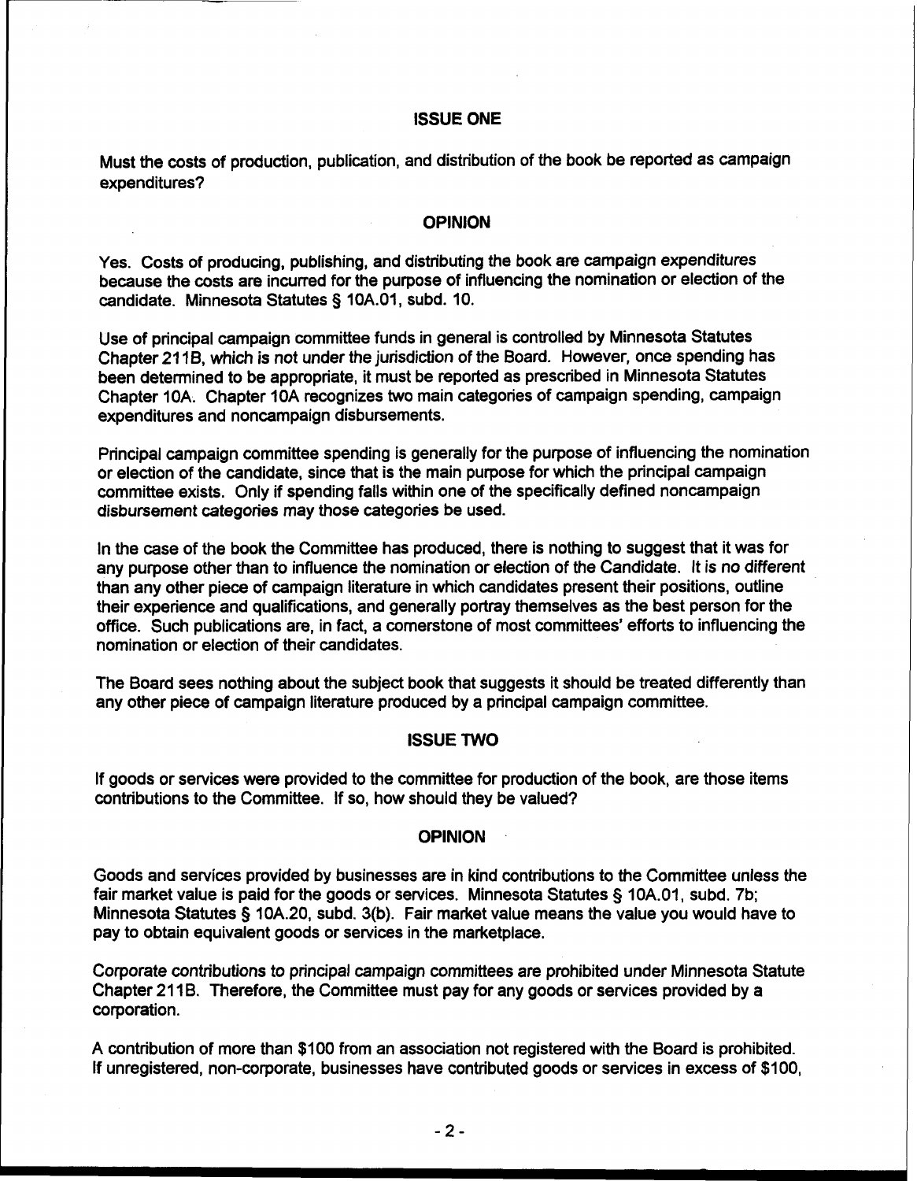## ISSUE ONE

Must the costs of production, publication, and distribution of the book be reported as campaign expenditures?

## OPINION

Yes. Costs of producing, publishing, and distributing the book are campaign expenditures because the costs are incurred for the purpose of influencing the nomination or election of the candidate. Minnesota Statutes § 10A.01, subd. 10.

Use of principal campaign committee funds in general is controlled by Minnesota Statutes Chapter 211B, which is not under the jurisdiction of the Board. However, once spending has been determined to be appropriate, it must be reported as prescribed in Minnesota Statutes Chapter 10A. Chapter 10A recognizes two main categories of campaign spending, campaign expenditures and noncampaign disbursements.

Principal campaign committee spending is generally for the purpose of influencing the nomination or election of the candidate, since that is the main purpose for which the principal campaign committee exists. Only if spending falls within one of the specifically defined noncampaign disbursement categories may those categories be used.

In the case of the book the Committee has produced, there is nothing to suggest that it was for any purpose other than to influence the nomination or election of the Candidate. It is no different than any other piece of campaign literature in which candidates present their positions, outline their experience and qualifications, and generally portray themselves as the best person for the office. Such publications are, in fact, a cornerstone of most committees' efforts to influencing the nomination or election of their candidates.

The Board sees nothing about the subject book that suggests it should be treated differently than any other piece of campaign literature produced by a principal campaign committee.

## ISSUE TWO

If goods or services were provided to the committee for production of the book, are those items contributions to the Committee. If so, how should they be valued?

## OPINION

Goods and services provided by businesses are in kind contributions to the Committee unless the fair market value is paid for the goods or services. Minnesota Statutes § 10A.01, subd. 7b; Minnesota Statutes § 10A.20, subd. 3(b). Fair market value means the value you would have to pay to obtain equivalent goods or services in the marketplace.

Corporate contributions to principal campaign committees are prohibited under Minnesota Statute Chapter 211B. Therefore, the Committee must pay for any goods or services provided by a corporation.

A contribution of more than $100 from an association not registered with the Board is prohibited. If unregistered, non-corporate, businesses have contributed goods or services in excess of $100,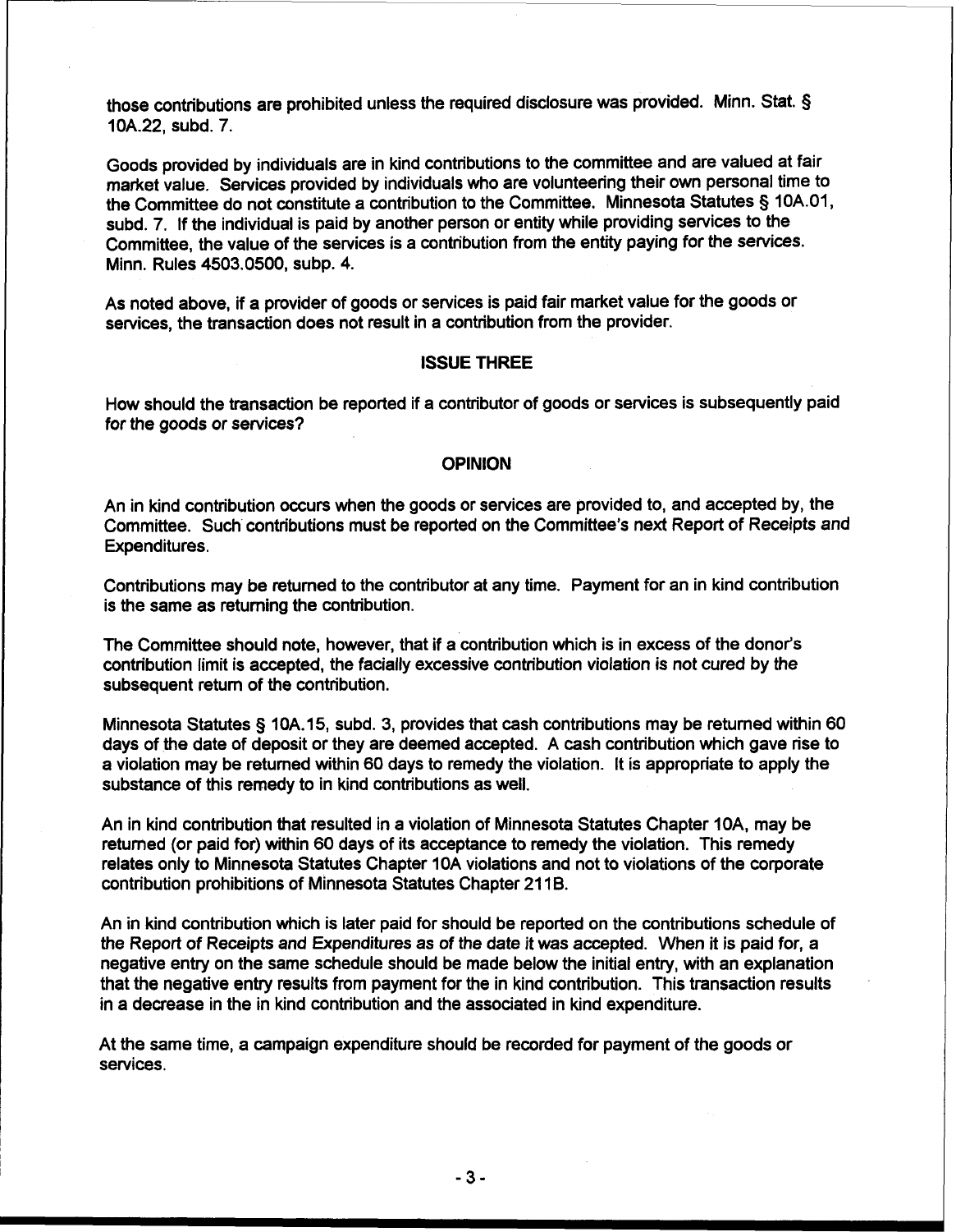those contributions are prohibited unless the required disclosure was provided. Minn. Stat. § 10A.22, subd. 7.

Goods provided by individuals are in kind contributions to the committee and are valued at fair market value. Services provided by individuals who are volunteering their own personal time to the Committee do not constitute a contribution to the Committee. Minnesota Statutes § 10A.01, subd. 7. If the individual is paid by another person or entity while providing services to the Committee, the value of the services is a contribution from the entity paying for the services. Minn. Rules 4503.0500, subp. 4.

As noted above, if a provider of goods or services is paid fair market value for the goods or services, the transaction does not result in a contribution from the provider.

## ISSUE THREE

How should the transaction be reported if a contributor of goods or services is subsequently paid for the goods or services?

## OPINION

An in kind contribution occurs when the goods or services are provided to, and accepted by, the Committee. Such contributions must be reported on the Committee's next Report of Receipts and Expenditures.

Contributions may be returned to the contributor at any time. Payment for an in kind contribution is the same as returning the contribution.

The Committee should note, however, that if a contribution which is in excess of the donor's contribution limit is accepted, the facially excessive contribution violation is not cured by the subsequent return of the contribution.

Minnesota Statutes § 10A.15, subd. 3, provides that cash contributions may be returned within 60 days of the date of deposit or they are deemed accepted. A cash contribution which gave rise to a violation may be returned within 60 days to remedy the violation. It is appropriate to apply the substance of this remedy to in kind contributions as well.

An in kind contribution that resulted in a violation of Minnesota Statutes Chapter 10A, may be returned (or paid for) within 60 days of its acceptance to remedy the violation. This remedy relates only to Minnesota Statutes Chapter 10A violations and not to violations of the corporate contribution prohibitions of Minnesota Statutes Chapter 211B.

An in kind contribution which is later paid for should be reported on the contributions schedule of the Report of Receipts and Expenditures as of the date it was accepted. When it is paid for, a negative entry on the same schedule should be made below the initial entry, with an explanation that the negative entry results from payment for the in kind contribution. This transaction results in a decrease in the in kind contribution and the associated in kind expenditure.

At the same time, a campaign expenditure should be recorded for payment of the goods or services.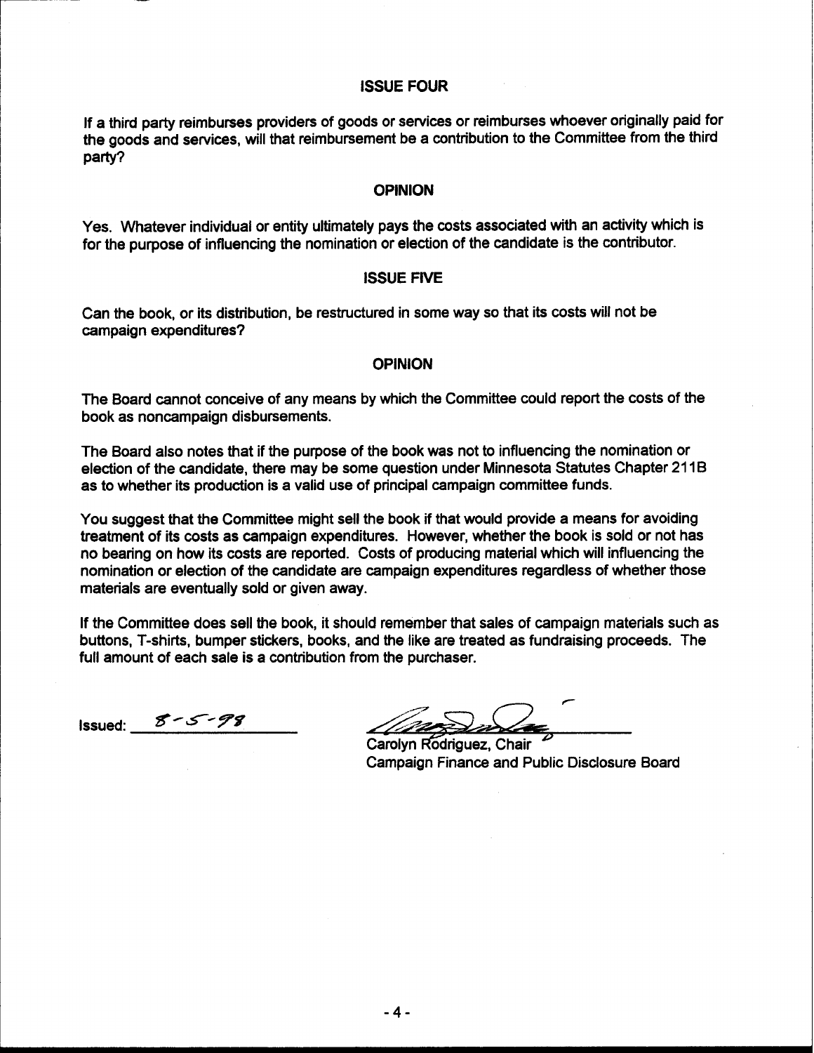## ISSUE FOUR

If a third party reimburses providers of goods or services or reimburses whoever originally paid for the goods and services, will that reimbursement be a contribution to the Committee from the third party?

## OPINION

Yes. Whatever individual or entity ultimately pays the costs associated with an activity which is for the purpose of influencing the nomination or election of the candidate is the contributor.

## ISSUE FIVE

Can the book, or its distribution, be restructured in some way so that its costs will not be campaign expenditures?

## OPINION

The Board cannot conceive of any means by which the Committee could report the costs of the book as noncampaign disbursements.

The Board also notes that if the purpose of the book was not to influencing the nomination or election of the candidate, there may be some question under Minnesota Statutes Chapter 211B as to whether its production is a valid use of principal campaign committee funds.

You suggest that the Committee might sell the book if that would provide a means for avoiding treatment of its costs as campaign expenditures. However, whether the book is sold or not has no bearing on how its costs are reported. Costs of producing material which will influencing the nomination or election of the candidate are campaign expenditures regardless of whether those materials are eventually sold or given away.

If the Committee does sell the book, it should remember that sales of campaign materials such as buttons, T-shirts, bumper stickers, books, and the like are treated as fundraising proceeds. The full amount of each sale is a contribution from the purchaser.

Issued: 8-5-98

Carolyn Rodriguez, Chair
Campaign Finance and Public Disclosure Board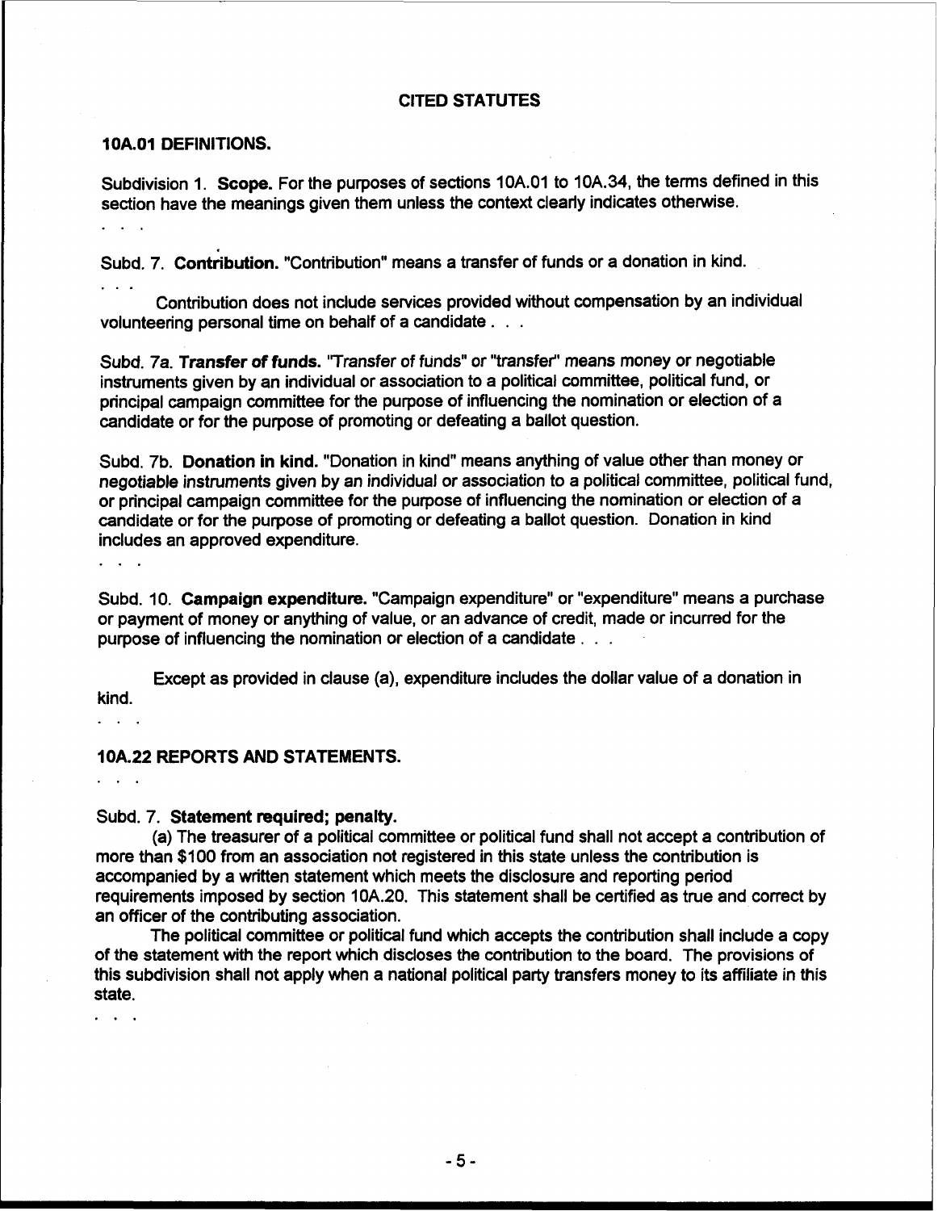## CITED STATUTES

### 10A.01 DEFINITIONS.

Subdivision 1. **Scope.** For the purposes of sections 10A.01 to 10A.34, the terms defined in this section have the meanings given them unless the context clearly indicates otherwise.

. . .

Subd. 7. **Contribution.** "Contribution" means a transfer of funds or a donation in kind.

. . .

Contribution does not include services provided without compensation by an individual volunteering personal time on behalf of a candidate . . .

Subd. 7a. **Transfer of funds.** "Transfer of funds" or "transfer" means money or negotiable instruments given by an individual or association to a political committee, political fund, or principal campaign committee for the purpose of influencing the nomination or election of a candidate or for the purpose of promoting or defeating a ballot question.

Subd. 7b. **Donation in kind.** "Donation in kind" means anything of value other than money or negotiable instruments given by an individual or association to a political committee, political fund, or principal campaign committee for the purpose of influencing the nomination or election of a candidate or for the purpose of promoting or defeating a ballot question. Donation in kind includes an approved expenditure.

. . .

Subd. 10. **Campaign expenditure.** "Campaign expenditure" or "expenditure" means a purchase or payment of money or anything of value, or an advance of credit, made or incurred for the purpose of influencing the nomination or election of a candidate . . .

Except as provided in clause (a), expenditure includes the dollar value of a donation in kind.

. . .

### 10A.22 REPORTS AND STATEMENTS.

. . .

Subd. 7. **Statement required; penalty.**

(a) The treasurer of a political committee or political fund shall not accept a contribution of more than $100 from an association not registered in this state unless the contribution is accompanied by a written statement which meets the disclosure and reporting period requirements imposed by section 10A.20. This statement shall be certified as true and correct by an officer of the contributing association.

The political committee or political fund which accepts the contribution shall include a copy of the statement with the report which discloses the contribution to the board. The provisions of this subdivision shall not apply when a national political party transfers money to its affiliate in this state.

. . .